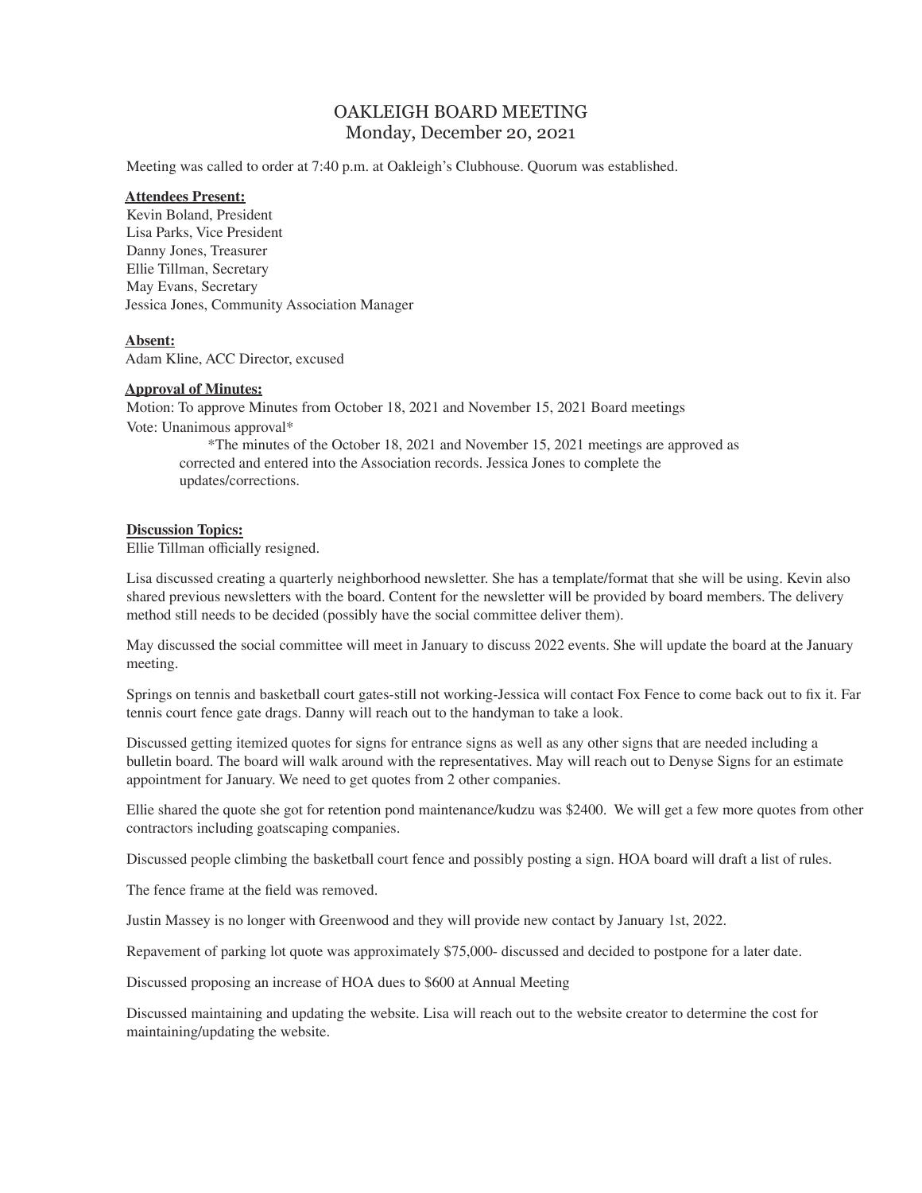# OAKLEIGH BOARD MEETING
## Monday, December 20, 2021

Meeting was called to order at 7:40 p.m. at Oakleigh's Clubhouse. Quorum was established.

**Attendees Present:**

Kevin Boland, President
Lisa Parks, Vice President
Danny Jones, Treasurer
Ellie Tillman, Secretary
May Evans, Secretary
Jessica Jones, Community Association Manager

**Absent:**

Adam Kline, ACC Director, excused

**Approval of Minutes:**

Motion: To approve Minutes from October 18, 2021 and November 15, 2021 Board meetings
Vote: Unanimous approval*

*The minutes of the October 18, 2021 and November 15, 2021 meetings are approved as corrected and entered into the Association records. Jessica Jones to complete the updates/corrections.

**Discussion Topics:**

Ellie Tillman officially resigned.

Lisa discussed creating a quarterly neighborhood newsletter. She has a template/format that she will be using. Kevin also shared previous newsletters with the board. Content for the newsletter will be provided by board members. The delivery method still needs to be decided (possibly have the social committee deliver them).

May discussed the social committee will meet in January to discuss 2022 events. She will update the board at the January meeting.

Springs on tennis and basketball court gates-still not working-Jessica will contact Fox Fence to come back out to fix it. Far tennis court fence gate drags. Danny will reach out to the handyman to take a look.

Discussed getting itemized quotes for signs for entrance signs as well as any other signs that are needed including a bulletin board. The board will walk around with the representatives. May will reach out to Denyse Signs for an estimate appointment for January. We need to get quotes from 2 other companies.

Ellie shared the quote she got for retention pond maintenance/kudzu was $2400. We will get a few more quotes from other contractors including goatscaping companies.

Discussed people climbing the basketball court fence and possibly posting a sign. HOA board will draft a list of rules.

The fence frame at the field was removed.

Justin Massey is no longer with Greenwood and they will provide new contact by January 1st, 2022.

Repavement of parking lot quote was approximately $75,000- discussed and decided to postpone for a later date.

Discussed proposing an increase of HOA dues to $600 at Annual Meeting

Discussed maintaining and updating the website. Lisa will reach out to the website creator to determine the cost for maintaining/updating the website.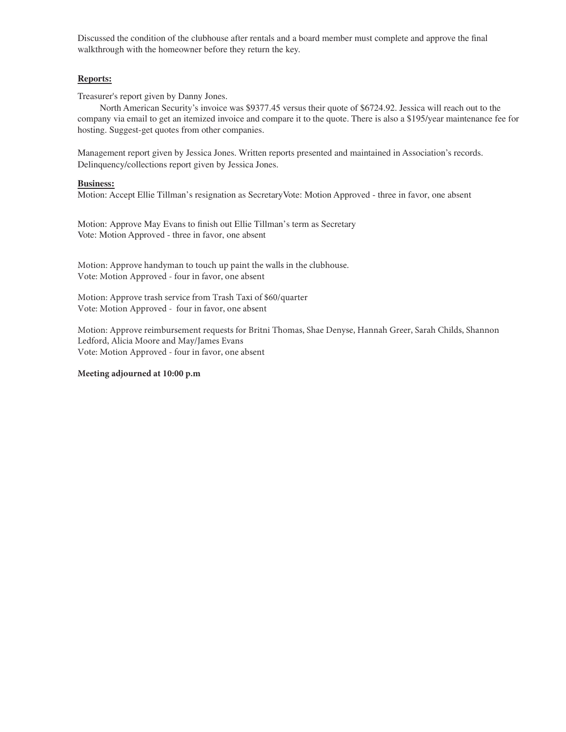Discussed the condition of the clubhouse after rentals and a board member must complete and approve the final walkthrough with the homeowner before they return the key.

**Reports:**

Treasurer's report given by Danny Jones.

North American Security's invoice was $9377.45 versus their quote of $6724.92. Jessica will reach out to the company via email to get an itemized invoice and compare it to the quote. There is also a $195/year maintenance fee for hosting. Suggest-get quotes from other companies.

Management report given by Jessica Jones. Written reports presented and maintained in Association's records. Delinquency/collections report given by Jessica Jones.

**Business:**

Motion: Accept Ellie Tillman's resignation as SecretaryVote: Motion Approved - three in favor, one absent

Motion: Approve May Evans to finish out Ellie Tillman's term as Secretary
Vote: Motion Approved - three in favor, one absent

Motion: Approve handyman to touch up paint the walls in the clubhouse.
Vote: Motion Approved - four in favor, one absent

Motion: Approve trash service from Trash Taxi of $60/quarter
Vote: Motion Approved - four in favor, one absent

Motion: Approve reimbursement requests for Britni Thomas, Shae Denyse, Hannah Greer, Sarah Childs, Shannon Ledford, Alicia Moore and May/James Evans
Vote: Motion Approved - four in favor, one absent

**Meeting adjourned at 10:00 p.m**